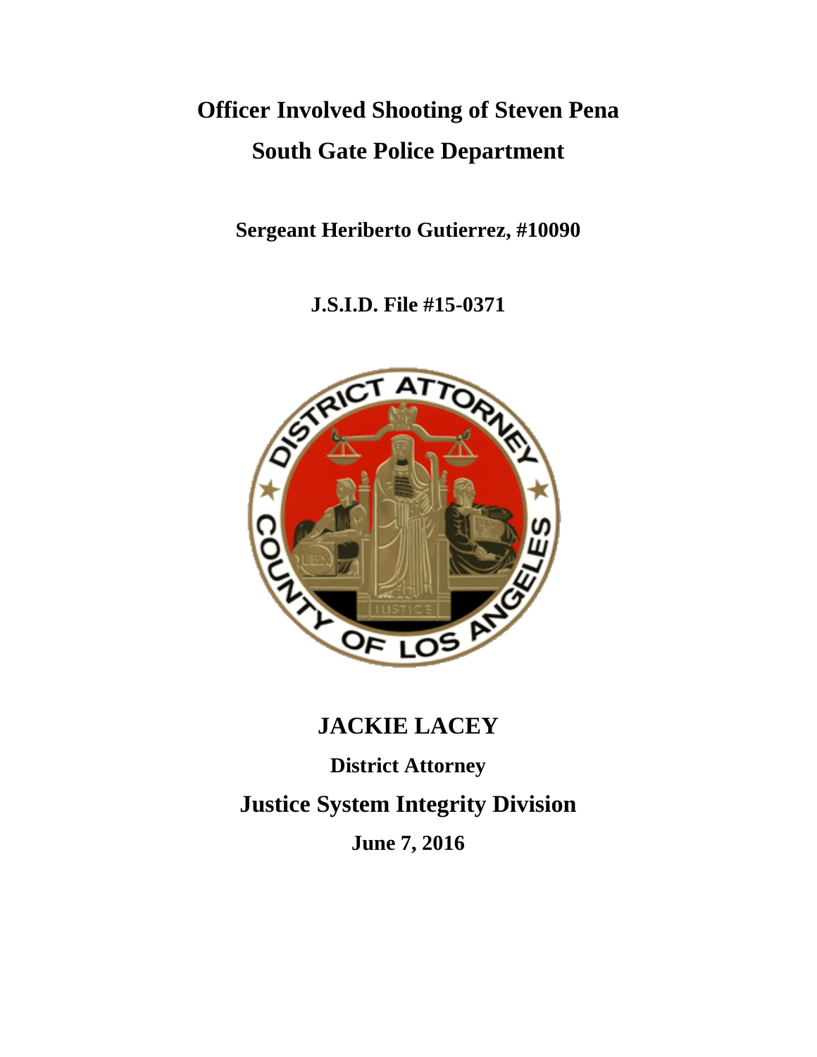# Officer Involved Shooting of Steven Pena

# South Gate Police Department

**Sergeant Heriberto Gutierrez, #10090**

**J.S.I.D. File #15-0371**

## JACKIE LACEY

**District Attorney**

## Justice System Integrity Division

**June 7, 2016**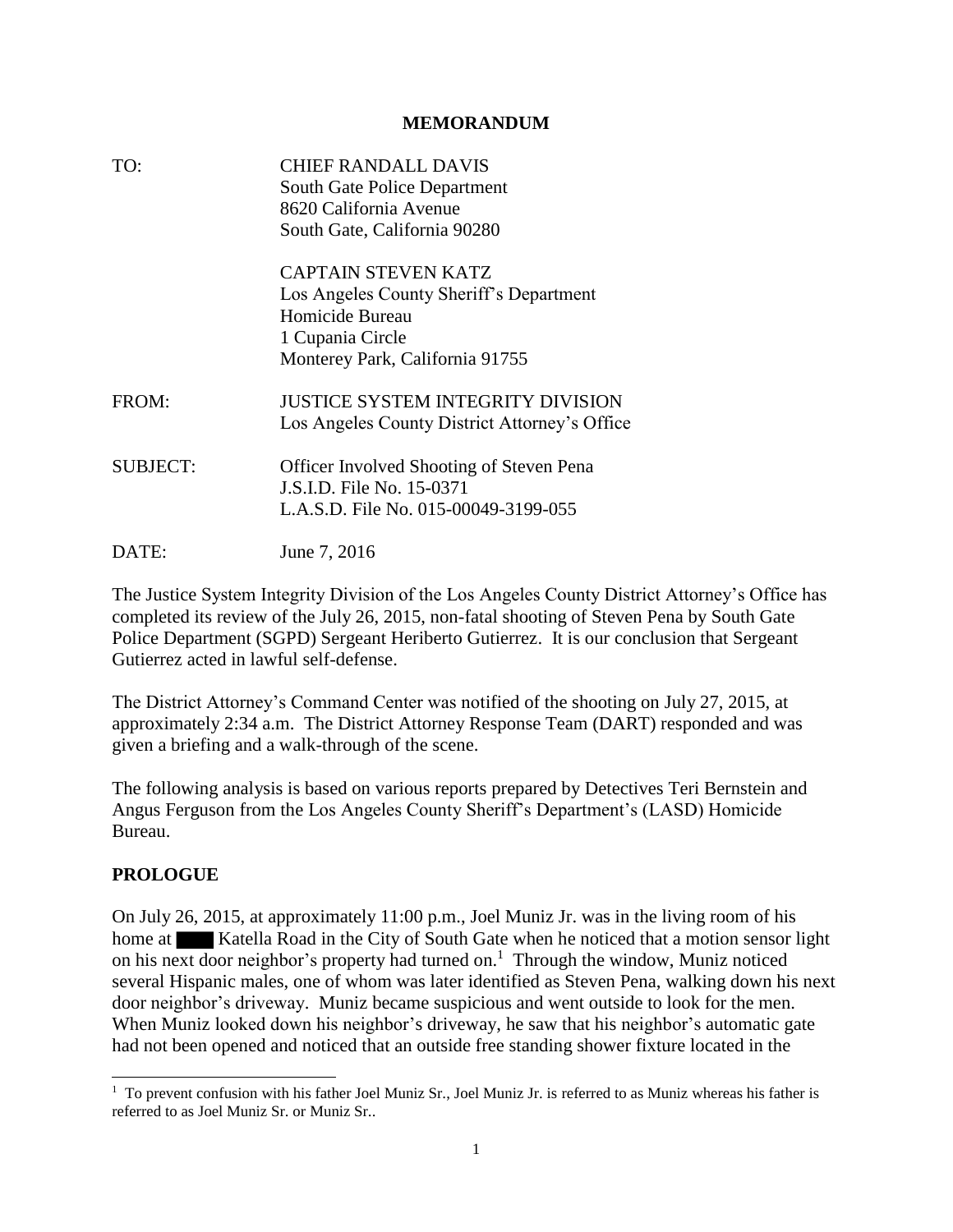**MEMORANDUM**

TO: CHIEF RANDALL DAVIS
South Gate Police Department
8620 California Avenue
South Gate, California 90280

CAPTAIN STEVEN KATZ
Los Angeles County Sheriff's Department
Homicide Bureau
1 Cupania Circle
Monterey Park, California 91755

FROM: JUSTICE SYSTEM INTEGRITY DIVISION
Los Angeles County District Attorney's Office

SUBJECT: Officer Involved Shooting of Steven Pena
J.S.I.D. File No. 15-0371
L.A.S.D. File No. 015-00049-3199-055

DATE: June 7, 2016

The Justice System Integrity Division of the Los Angeles County District Attorney's Office has completed its review of the July 26, 2015, non-fatal shooting of Steven Pena by South Gate Police Department (SGPD) Sergeant Heriberto Gutierrez. It is our conclusion that Sergeant Gutierrez acted in lawful self-defense.

The District Attorney's Command Center was notified of the shooting on July 27, 2015, at approximately 2:34 a.m. The District Attorney Response Team (DART) responded and was given a briefing and a walk-through of the scene.

The following analysis is based on various reports prepared by Detectives Teri Bernstein and Angus Ferguson from the Los Angeles County Sheriff's Department's (LASD) Homicide Bureau.

## PROLOGUE

On July 26, 2015, at approximately 11:00 p.m., Joel Muniz Jr. was in the living room of his home at ████ Katella Road in the City of South Gate when he noticed that a motion sensor light on his next door neighbor's property had turned on.[1] Through the window, Muniz noticed several Hispanic males, one of whom was later identified as Steven Pena, walking down his next door neighbor's driveway. Muniz became suspicious and went outside to look for the men. When Muniz looked down his neighbor's driveway, he saw that his neighbor's automatic gate had not been opened and noticed that an outside free standing shower fixture located in the

---

[1] To prevent confusion with his father Joel Muniz Sr., Joel Muniz Jr. is referred to as Muniz whereas his father is referred to as Joel Muniz Sr. or Muniz Sr..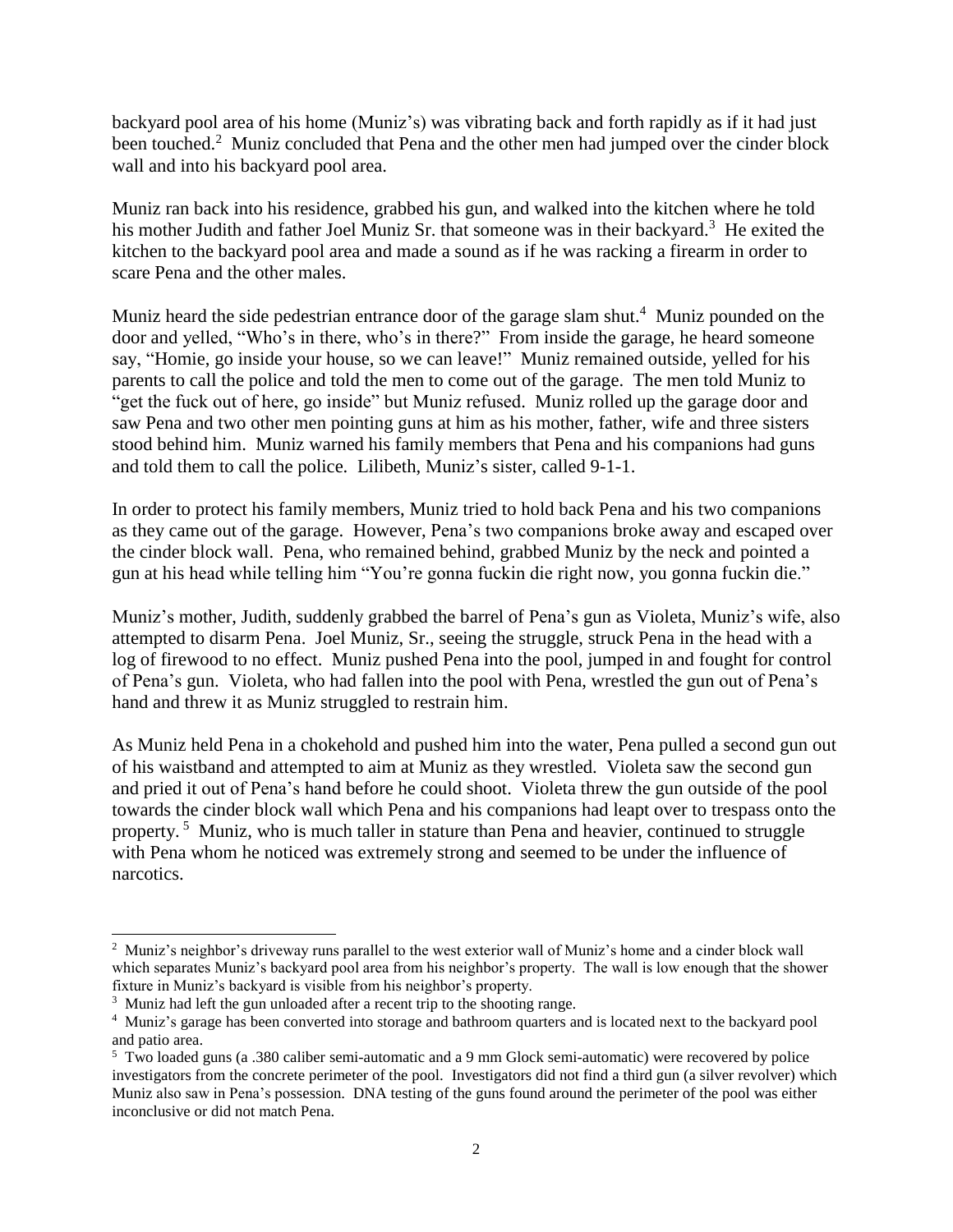backyard pool area of his home (Muniz's) was vibrating back and forth rapidly as if it had just been touched.[2] Muniz concluded that Pena and the other men had jumped over the cinder block wall and into his backyard pool area.

Muniz ran back into his residence, grabbed his gun, and walked into the kitchen where he told his mother Judith and father Joel Muniz Sr. that someone was in their backyard.[3] He exited the kitchen to the backyard pool area and made a sound as if he was racking a firearm in order to scare Pena and the other males.

Muniz heard the side pedestrian entrance door of the garage slam shut.[4] Muniz pounded on the door and yelled, "Who's in there, who's in there?" From inside the garage, he heard someone say, "Homie, go inside your house, so we can leave!" Muniz remained outside, yelled for his parents to call the police and told the men to come out of the garage. The men told Muniz to "get the fuck out of here, go inside" but Muniz refused. Muniz rolled up the garage door and saw Pena and two other men pointing guns at him as his mother, father, wife and three sisters stood behind him. Muniz warned his family members that Pena and his companions had guns and told them to call the police. Lilibeth, Muniz's sister, called 9-1-1.

In order to protect his family members, Muniz tried to hold back Pena and his two companions as they came out of the garage. However, Pena's two companions broke away and escaped over the cinder block wall. Pena, who remained behind, grabbed Muniz by the neck and pointed a gun at his head while telling him "You're gonna fuckin die right now, you gonna fuckin die."

Muniz's mother, Judith, suddenly grabbed the barrel of Pena's gun as Violeta, Muniz's wife, also attempted to disarm Pena. Joel Muniz, Sr., seeing the struggle, struck Pena in the head with a log of firewood to no effect. Muniz pushed Pena into the pool, jumped in and fought for control of Pena's gun. Violeta, who had fallen into the pool with Pena, wrestled the gun out of Pena's hand and threw it as Muniz struggled to restrain him.

As Muniz held Pena in a chokehold and pushed him into the water, Pena pulled a second gun out of his waistband and attempted to aim at Muniz as they wrestled. Violeta saw the second gun and pried it out of Pena's hand before he could shoot. Violeta threw the gun outside of the pool towards the cinder block wall which Pena and his companions had leapt over to trespass onto the property.[5] Muniz, who is much taller in stature than Pena and heavier, continued to struggle with Pena whom he noticed was extremely strong and seemed to be under the influence of narcotics.

---

[2] Muniz's neighbor's driveway runs parallel to the west exterior wall of Muniz's home and a cinder block wall which separates Muniz's backyard pool area from his neighbor's property. The wall is low enough that the shower fixture in Muniz's backyard is visible from his neighbor's property.

[3] Muniz had left the gun unloaded after a recent trip to the shooting range.

[4] Muniz's garage has been converted into storage and bathroom quarters and is located next to the backyard pool and patio area.

[5] Two loaded guns (a .380 caliber semi-automatic and a 9 mm Glock semi-automatic) were recovered by police investigators from the concrete perimeter of the pool. Investigators did not find a third gun (a silver revolver) which Muniz also saw in Pena's possession. DNA testing of the guns found around the perimeter of the pool was either inconclusive or did not match Pena.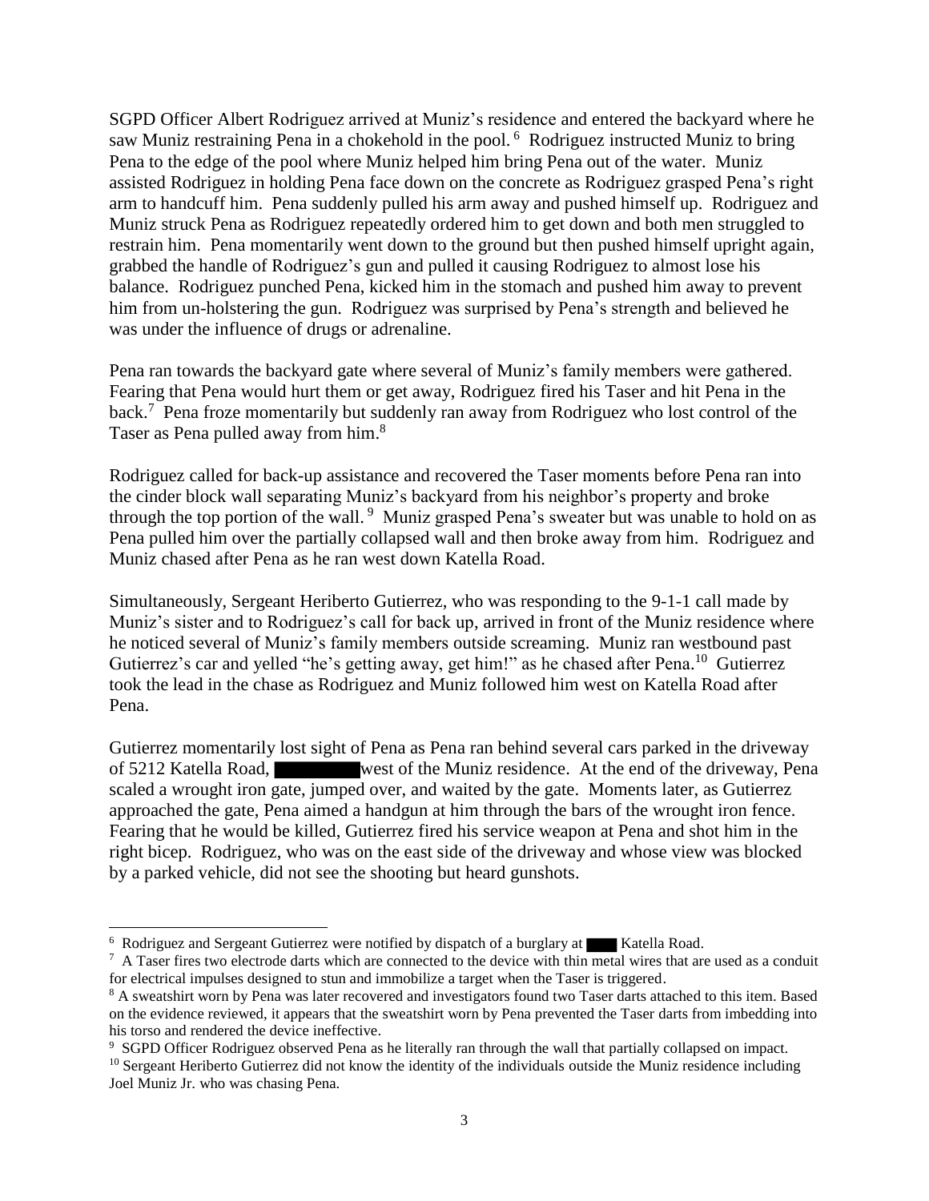SGPD Officer Albert Rodriguez arrived at Muniz's residence and entered the backyard where he saw Muniz restraining Pena in a chokehold in the pool.[6] Rodriguez instructed Muniz to bring Pena to the edge of the pool where Muniz helped him bring Pena out of the water. Muniz assisted Rodriguez in holding Pena face down on the concrete as Rodriguez grasped Pena's right arm to handcuff him. Pena suddenly pulled his arm away and pushed himself up. Rodriguez and Muniz struck Pena as Rodriguez repeatedly ordered him to get down and both men struggled to restrain him. Pena momentarily went down to the ground but then pushed himself upright again, grabbed the handle of Rodriguez's gun and pulled it causing Rodriguez to almost lose his balance. Rodriguez punched Pena, kicked him in the stomach and pushed him away to prevent him from un-holstering the gun. Rodriguez was surprised by Pena's strength and believed he was under the influence of drugs or adrenaline.

Pena ran towards the backyard gate where several of Muniz's family members were gathered. Fearing that Pena would hurt them or get away, Rodriguez fired his Taser and hit Pena in the back.[7] Pena froze momentarily but suddenly ran away from Rodriguez who lost control of the Taser as Pena pulled away from him.[8]

Rodriguez called for back-up assistance and recovered the Taser moments before Pena ran into the cinder block wall separating Muniz's backyard from his neighbor's property and broke through the top portion of the wall.[9] Muniz grasped Pena's sweater but was unable to hold on as Pena pulled him over the partially collapsed wall and then broke away from him. Rodriguez and Muniz chased after Pena as he ran west down Katella Road.

Simultaneously, Sergeant Heriberto Gutierrez, who was responding to the 9-1-1 call made by Muniz's sister and to Rodriguez's call for back up, arrived in front of the Muniz residence where he noticed several of Muniz's family members outside screaming. Muniz ran westbound past Gutierrez's car and yelled "he's getting away, get him!" as he chased after Pena.[10] Gutierrez took the lead in the chase as Rodriguez and Muniz followed him west on Katella Road after Pena.

Gutierrez momentarily lost sight of Pena as Pena ran behind several cars parked in the driveway of 5212 Katella Road, ████████ west of the Muniz residence. At the end of the driveway, Pena scaled a wrought iron gate, jumped over, and waited by the gate. Moments later, as Gutierrez approached the gate, Pena aimed a handgun at him through the bars of the wrought iron fence. Fearing that he would be killed, Gutierrez fired his service weapon at Pena and shot him in the right bicep. Rodriguez, who was on the east side of the driveway and whose view was blocked by a parked vehicle, did not see the shooting but heard gunshots.

---

[6] Rodriguez and Sergeant Gutierrez were notified by dispatch of a burglary at ████ Katella Road.

[7] A Taser fires two electrode darts which are connected to the device with thin metal wires that are used as a conduit for electrical impulses designed to stun and immobilize a target when the Taser is triggered.

[8] A sweatshirt worn by Pena was later recovered and investigators found two Taser darts attached to this item. Based on the evidence reviewed, it appears that the sweatshirt worn by Pena prevented the Taser darts from imbedding into his torso and rendered the device ineffective.

[9] SGPD Officer Rodriguez observed Pena as he literally ran through the wall that partially collapsed on impact.

[10] Sergeant Heriberto Gutierrez did not know the identity of the individuals outside the Muniz residence including Joel Muniz Jr. who was chasing Pena.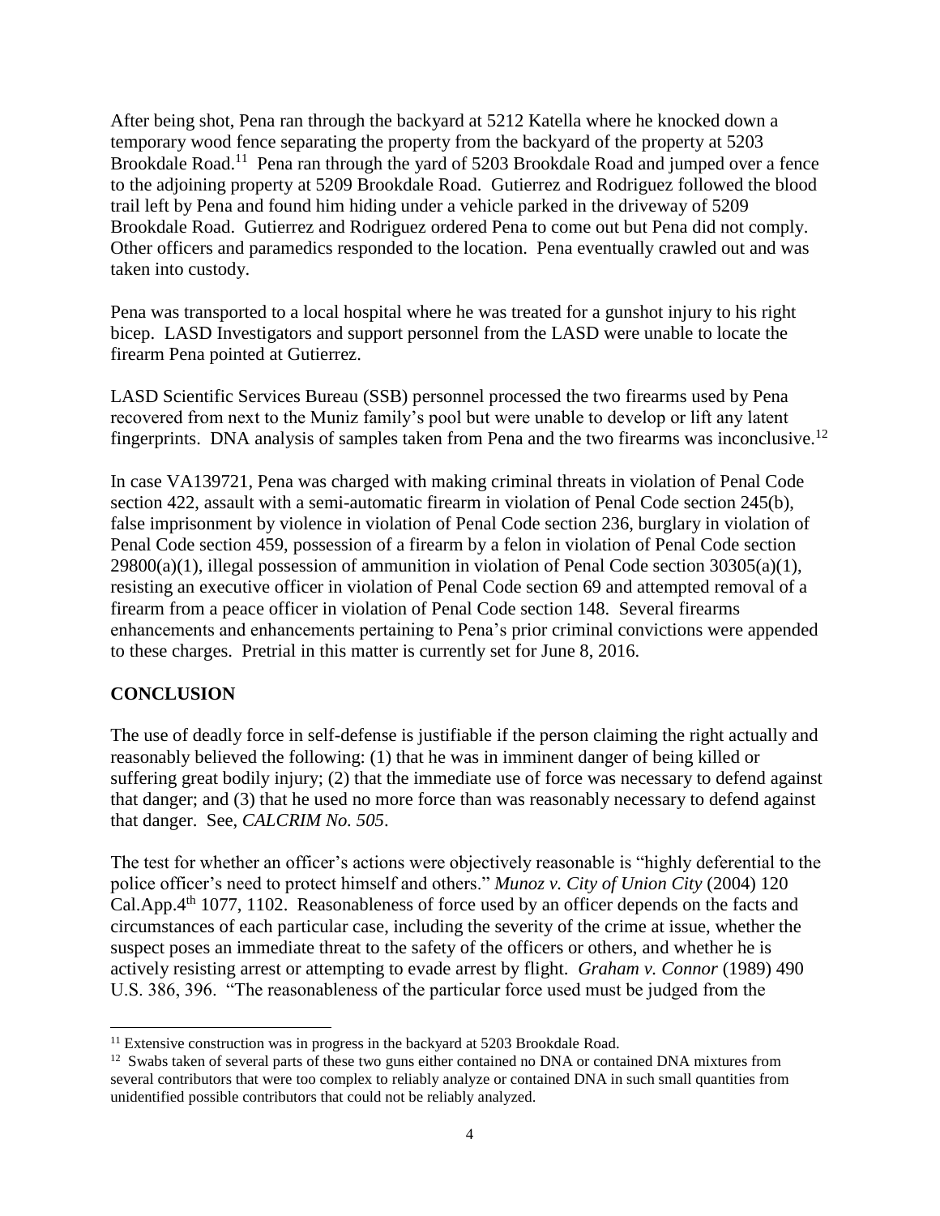After being shot, Pena ran through the backyard at 5212 Katella where he knocked down a temporary wood fence separating the property from the backyard of the property at 5203 Brookdale Road.[11] Pena ran through the yard of 5203 Brookdale Road and jumped over a fence to the adjoining property at 5209 Brookdale Road. Gutierrez and Rodriguez followed the blood trail left by Pena and found him hiding under a vehicle parked in the driveway of 5209 Brookdale Road. Gutierrez and Rodriguez ordered Pena to come out but Pena did not comply. Other officers and paramedics responded to the location. Pena eventually crawled out and was taken into custody.

Pena was transported to a local hospital where he was treated for a gunshot injury to his right bicep. LASD Investigators and support personnel from the LASD were unable to locate the firearm Pena pointed at Gutierrez.

LASD Scientific Services Bureau (SSB) personnel processed the two firearms used by Pena recovered from next to the Muniz family's pool but were unable to develop or lift any latent fingerprints. DNA analysis of samples taken from Pena and the two firearms was inconclusive.[12]

In case VA139721, Pena was charged with making criminal threats in violation of Penal Code section 422, assault with a semi-automatic firearm in violation of Penal Code section 245(b), false imprisonment by violence in violation of Penal Code section 236, burglary in violation of Penal Code section 459, possession of a firearm by a felon in violation of Penal Code section 29800(a)(1), illegal possession of ammunition in violation of Penal Code section 30305(a)(1), resisting an executive officer in violation of Penal Code section 69 and attempted removal of a firearm from a peace officer in violation of Penal Code section 148. Several firearms enhancements and enhancements pertaining to Pena's prior criminal convictions were appended to these charges. Pretrial in this matter is currently set for June 8, 2016.

## CONCLUSION

The use of deadly force in self-defense is justifiable if the person claiming the right actually and reasonably believed the following: (1) that he was in imminent danger of being killed or suffering great bodily injury; (2) that the immediate use of force was necessary to defend against that danger; and (3) that he used no more force than was reasonably necessary to defend against that danger. See, *CALCRIM No. 505*.

The test for whether an officer's actions were objectively reasonable is "highly deferential to the police officer's need to protect himself and others." *Munoz v. City of Union City* (2004) 120 Cal.App.4th 1077, 1102. Reasonableness of force used by an officer depends on the facts and circumstances of each particular case, including the severity of the crime at issue, whether the suspect poses an immediate threat to the safety of the officers or others, and whether he is actively resisting arrest or attempting to evade arrest by flight. *Graham v. Connor* (1989) 490 U.S. 386, 396. "The reasonableness of the particular force used must be judged from the

[11] Extensive construction was in progress in the backyard at 5203 Brookdale Road.

[12] Swabs taken of several parts of these two guns either contained no DNA or contained DNA mixtures from several contributors that were too complex to reliably analyze or contained DNA in such small quantities from unidentified possible contributors that could not be reliably analyzed.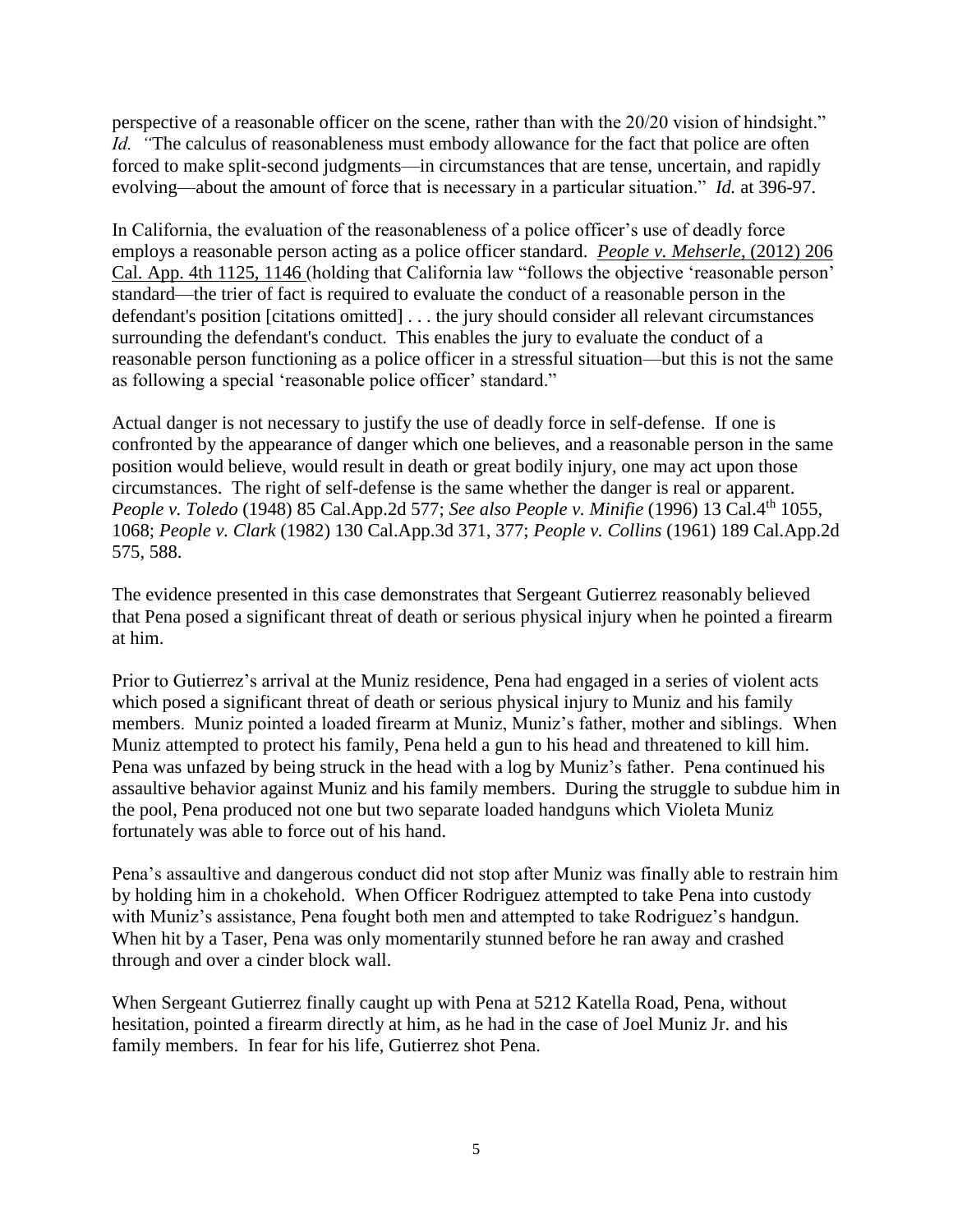perspective of a reasonable officer on the scene, rather than with the 20/20 vision of hindsight." *Id.* "The calculus of reasonableness must embody allowance for the fact that police are often forced to make split-second judgments—in circumstances that are tense, uncertain, and rapidly evolving—about the amount of force that is necessary in a particular situation." *Id.* at 396-97.

In California, the evaluation of the reasonableness of a police officer's use of deadly force employs a reasonable person acting as a police officer standard. *People v. Mehserle*, (2012) 206 Cal. App. 4th 1125, 1146 (holding that California law "follows the objective 'reasonable person' standard—the trier of fact is required to evaluate the conduct of a reasonable person in the defendant's position [citations omitted] . . . the jury should consider all relevant circumstances surrounding the defendant's conduct. This enables the jury to evaluate the conduct of a reasonable person functioning as a police officer in a stressful situation—but this is not the same as following a special 'reasonable police officer' standard."

Actual danger is not necessary to justify the use of deadly force in self-defense. If one is confronted by the appearance of danger which one believes, and a reasonable person in the same position would believe, would result in death or great bodily injury, one may act upon those circumstances. The right of self-defense is the same whether the danger is real or apparent. *People v. Toledo* (1948) 85 Cal.App.2d 577; *See also People v. Minifie* (1996) 13 Cal.4th 1055, 1068; *People v. Clark* (1982) 130 Cal.App.3d 371, 377; *People v. Collins* (1961) 189 Cal.App.2d 575, 588.

The evidence presented in this case demonstrates that Sergeant Gutierrez reasonably believed that Pena posed a significant threat of death or serious physical injury when he pointed a firearm at him.

Prior to Gutierrez's arrival at the Muniz residence, Pena had engaged in a series of violent acts which posed a significant threat of death or serious physical injury to Muniz and his family members. Muniz pointed a loaded firearm at Muniz, Muniz's father, mother and siblings. When Muniz attempted to protect his family, Pena held a gun to his head and threatened to kill him. Pena was unfazed by being struck in the head with a log by Muniz's father. Pena continued his assaultive behavior against Muniz and his family members. During the struggle to subdue him in the pool, Pena produced not one but two separate loaded handguns which Violeta Muniz fortunately was able to force out of his hand.

Pena's assaultive and dangerous conduct did not stop after Muniz was finally able to restrain him by holding him in a chokehold. When Officer Rodriguez attempted to take Pena into custody with Muniz's assistance, Pena fought both men and attempted to take Rodriguez's handgun. When hit by a Taser, Pena was only momentarily stunned before he ran away and crashed through and over a cinder block wall.

When Sergeant Gutierrez finally caught up with Pena at 5212 Katella Road, Pena, without hesitation, pointed a firearm directly at him, as he had in the case of Joel Muniz Jr. and his family members. In fear for his life, Gutierrez shot Pena.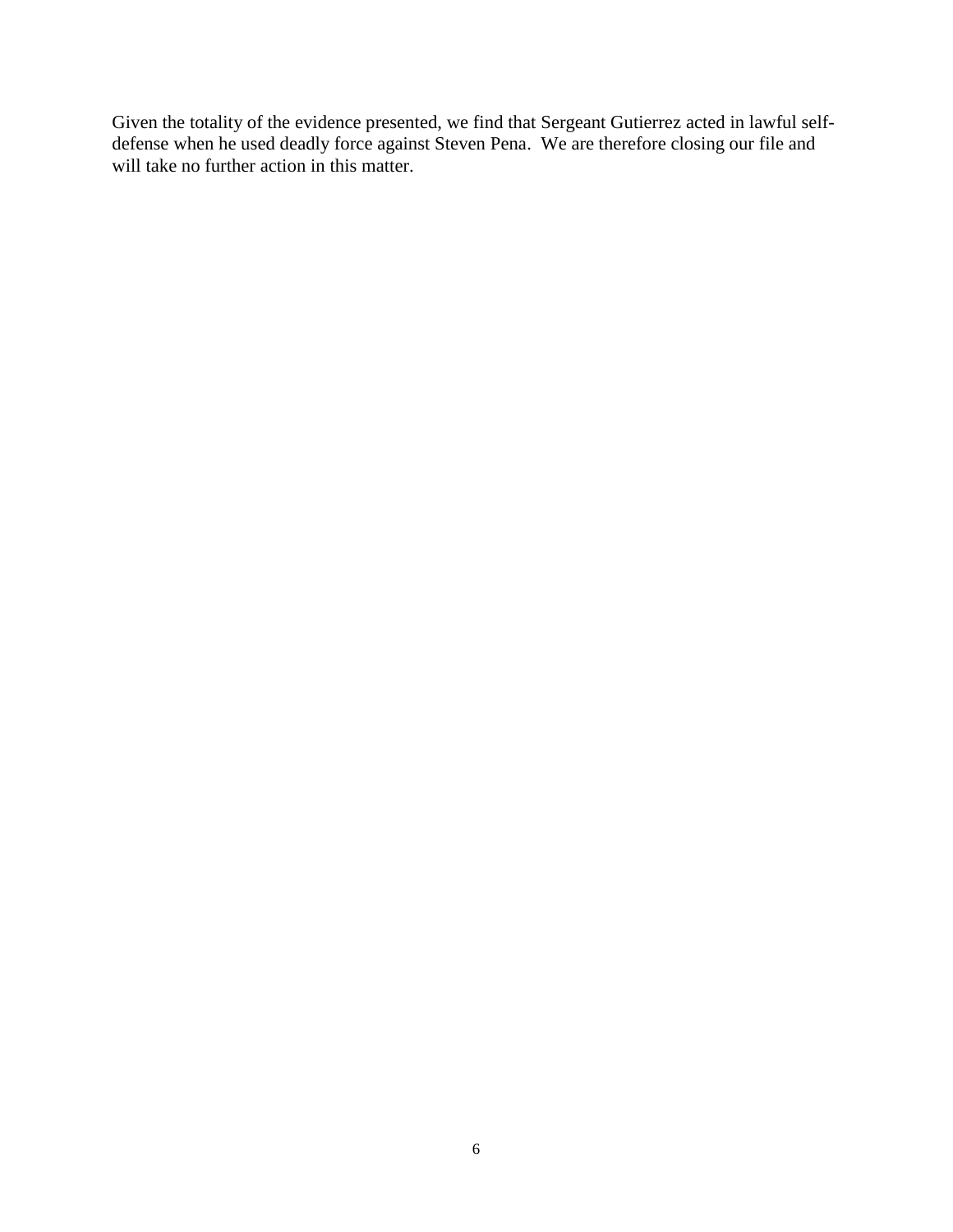Given the totality of the evidence presented, we find that Sergeant Gutierrez acted in lawful self-defense when he used deadly force against Steven Pena. We are therefore closing our file and will take no further action in this matter.